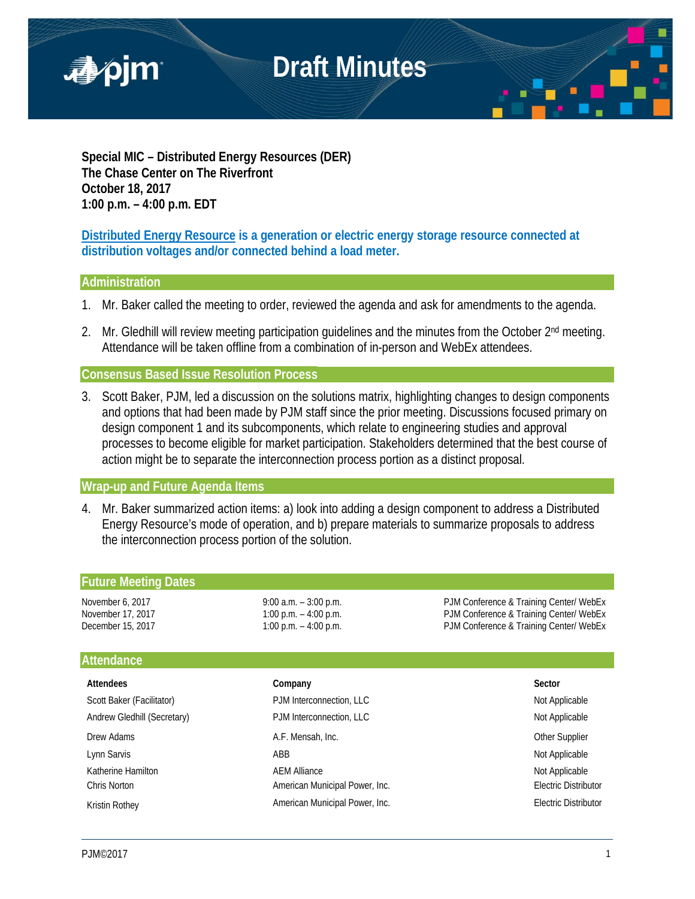# Draft Minutes

**Special MIC – Distributed Energy Resources (DER)**
**The Chase Center on The Riverfront**
**October 18, 2017**
**1:00 p.m. – 4:00 p.m. EDT**

**Distributed Energy Resource is a generation or electric energy storage resource connected at distribution voltages and/or connected behind a load meter.**

## Administration

1. Mr. Baker called the meeting to order, reviewed the agenda and ask for amendments to the agenda.

2. Mr. Gledhill will review meeting participation guidelines and the minutes from the October 2nd meeting. Attendance will be taken offline from a combination of in-person and WebEx attendees.

## Consensus Based Issue Resolution Process

3. Scott Baker, PJM, led a discussion on the solutions matrix, highlighting changes to design components and options that had been made by PJM staff since the prior meeting. Discussions focused primary on design component 1 and its subcomponents, which relate to engineering studies and approval processes to become eligible for market participation. Stakeholders determined that the best course of action might be to separate the interconnection process portion as a distinct proposal.

## Wrap-up and Future Agenda Items

4. Mr. Baker summarized action items: a) look into adding a design component to address a Distributed Energy Resource's mode of operation, and b) prepare materials to summarize proposals to address the interconnection process portion of the solution.

## Future Meeting Dates

| | | |
|---|---|---|
| November 6, 2017 | 9:00 a.m. – 3:00 p.m. | PJM Conference & Training Center/ WebEx |
| November 17, 2017 | 1:00 p.m. – 4:00 p.m. | PJM Conference & Training Center/ WebEx |
| December 15, 2017 | 1:00 p.m. – 4:00 p.m. | PJM Conference & Training Center/ WebEx |

## Attendance

| Attendees | Company | Sector |
|---|---|---|
| Scott Baker (Facilitator) | PJM Interconnection, LLC | Not Applicable |
| Andrew Gledhill (Secretary) | PJM Interconnection, LLC | Not Applicable |
| Drew Adams | A.F. Mensah, Inc. | Other Supplier |
| Lynn Sarvis | ABB | Not Applicable |
| Katherine Hamilton | AEM Alliance | Not Applicable |
| Chris Norton | American Municipal Power, Inc. | Electric Distributor |
| Kristin Rothey | American Municipal Power, Inc. | Electric Distributor |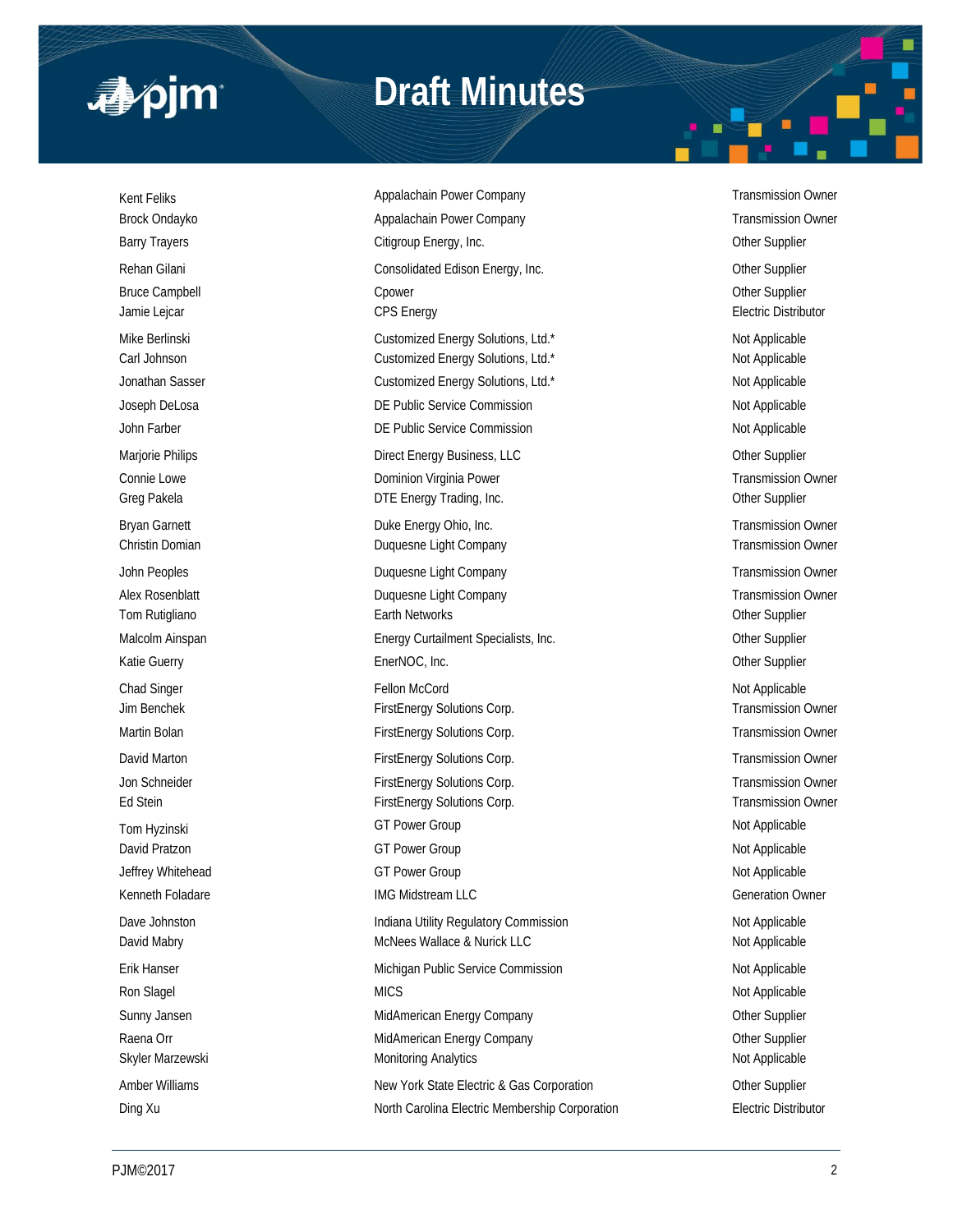| | | |
|---|---|---|
| Kent Feliks | Appalachain Power Company | Transmission Owner |
| Brock Ondayko | Appalachain Power Company | Transmission Owner |
| Barry Trayers | Citigroup Energy, Inc. | Other Supplier |
| Rehan Gilani | Consolidated Edison Energy, Inc. | Other Supplier |
| Bruce Campbell | Cpower | Other Supplier |
| Jamie Lejcar | CPS Energy | Electric Distributor |
| Mike Berlinski | Customized Energy Solutions, Ltd.* | Not Applicable |
| Carl Johnson | Customized Energy Solutions, Ltd.* | Not Applicable |
| Jonathan Sasser | Customized Energy Solutions, Ltd.* | Not Applicable |
| Joseph DeLosa | DE Public Service Commission | Not Applicable |
| John Farber | DE Public Service Commission | Not Applicable |
| Marjorie Philips | Direct Energy Business, LLC | Other Supplier |
| Connie Lowe | Dominion Virginia Power | Transmission Owner |
| Greg Pakela | DTE Energy Trading, Inc. | Other Supplier |
| Bryan Garnett | Duke Energy Ohio, Inc. | Transmission Owner |
| Christin Domian | Duquesne Light Company | Transmission Owner |
| John Peoples | Duquesne Light Company | Transmission Owner |
| Alex Rosenblatt | Duquesne Light Company | Transmission Owner |
| Tom Rutigliano | Earth Networks | Other Supplier |
| Malcolm Ainspan | Energy Curtailment Specialists, Inc. | Other Supplier |
| Katie Guerry | EnerNOC, Inc. | Other Supplier |
| Chad Singer | Fellon McCord | Not Applicable |
| Jim Benchek | FirstEnergy Solutions Corp. | Transmission Owner |
| Martin Bolan | FirstEnergy Solutions Corp. | Transmission Owner |
| David Marton | FirstEnergy Solutions Corp. | Transmission Owner |
| Jon Schneider | FirstEnergy Solutions Corp. | Transmission Owner |
| Ed Stein | FirstEnergy Solutions Corp. | Transmission Owner |
| Tom Hyzinski | GT Power Group | Not Applicable |
| David Pratzon | GT Power Group | Not Applicable |
| Jeffrey Whitehead | GT Power Group | Not Applicable |
| Kenneth Foladare | IMG Midstream LLC | Generation Owner |
| Dave Johnston | Indiana Utility Regulatory Commission | Not Applicable |
| David Mabry | McNees Wallace & Nurick LLC | Not Applicable |
| Erik Hanser | Michigan Public Service Commission | Not Applicable |
| Ron Slagel | MICS | Not Applicable |
| Sunny Jansen | MidAmerican Energy Company | Other Supplier |
| Raena Orr | MidAmerican Energy Company | Other Supplier |
| Skyler Marzewski | Monitoring Analytics | Not Applicable |
| Amber Williams | New York State Electric & Gas Corporation | Other Supplier |
| Ding Xu | North Carolina Electric Membership Corporation | Electric Distributor |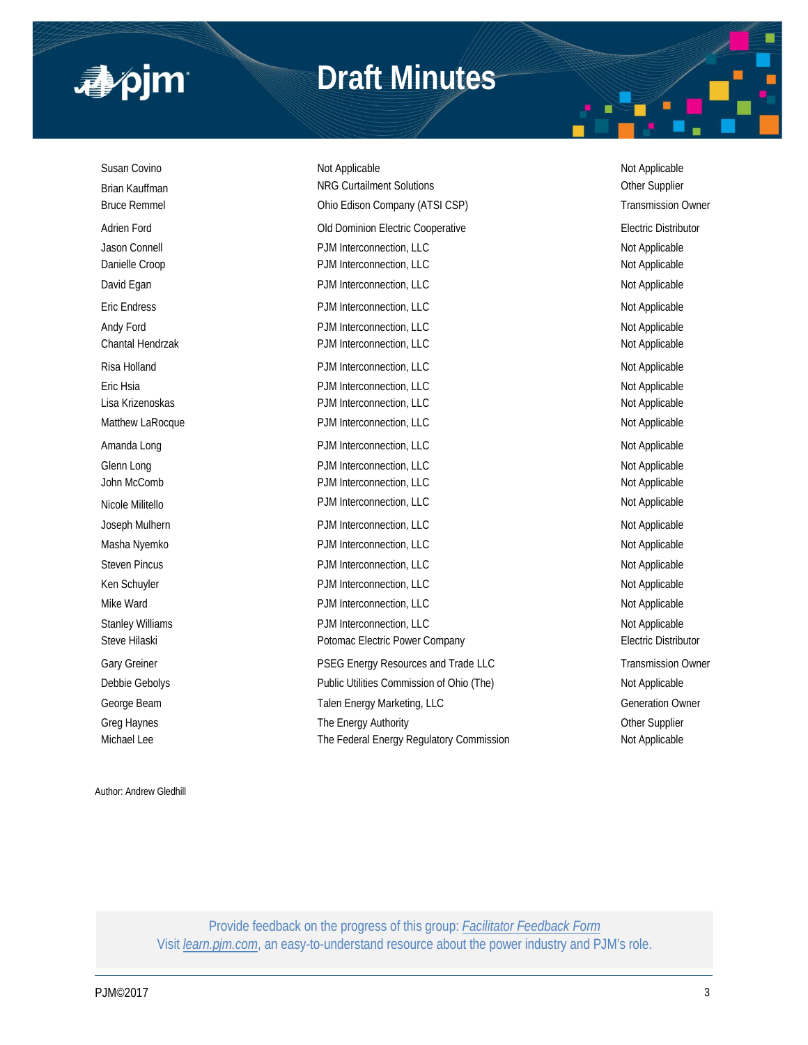| | | |
|---|---|---|
| Susan Covino | Not Applicable | Not Applicable |
| Brian Kauffman | NRG Curtailment Solutions | Other Supplier |
| Bruce Remmel | Ohio Edison Company (ATSI CSP) | Transmission Owner |
| Adrien Ford | Old Dominion Electric Cooperative | Electric Distributor |
| Jason Connell | PJM Interconnection, LLC | Not Applicable |
| Danielle Croop | PJM Interconnection, LLC | Not Applicable |
| David Egan | PJM Interconnection, LLC | Not Applicable |
| Eric Endress | PJM Interconnection, LLC | Not Applicable |
| Andy Ford | PJM Interconnection, LLC | Not Applicable |
| Chantal Hendrzak | PJM Interconnection, LLC | Not Applicable |
| Risa Holland | PJM Interconnection, LLC | Not Applicable |
| Eric Hsia | PJM Interconnection, LLC | Not Applicable |
| Lisa Krizenoskas | PJM Interconnection, LLC | Not Applicable |
| Matthew LaRocque | PJM Interconnection, LLC | Not Applicable |
| Amanda Long | PJM Interconnection, LLC | Not Applicable |
| Glenn Long | PJM Interconnection, LLC | Not Applicable |
| John McComb | PJM Interconnection, LLC | Not Applicable |
| Nicole Militello | PJM Interconnection, LLC | Not Applicable |
| Joseph Mulhern | PJM Interconnection, LLC | Not Applicable |
| Masha Nyemko | PJM Interconnection, LLC | Not Applicable |
| Steven Pincus | PJM Interconnection, LLC | Not Applicable |
| Ken Schuyler | PJM Interconnection, LLC | Not Applicable |
| Mike Ward | PJM Interconnection, LLC | Not Applicable |
| Stanley Williams | PJM Interconnection, LLC | Not Applicable |
| Steve Hilaski | Potomac Electric Power Company | Electric Distributor |
| Gary Greiner | PSEG Energy Resources and Trade LLC | Transmission Owner |
| Debbie Gebolys | Public Utilities Commission of Ohio (The) | Not Applicable |
| George Beam | Talen Energy Marketing, LLC | Generation Owner |
| Greg Haynes | The Energy Authority | Other Supplier |
| Michael Lee | The Federal Energy Regulatory Commission | Not Applicable |

Author: Andrew Gledhill

Provide feedback on the progress of this group: *Facilitator Feedback Form*
Visit *learn.pjm.com*, an easy-to-understand resource about the power industry and PJM's role.

PJM©2017